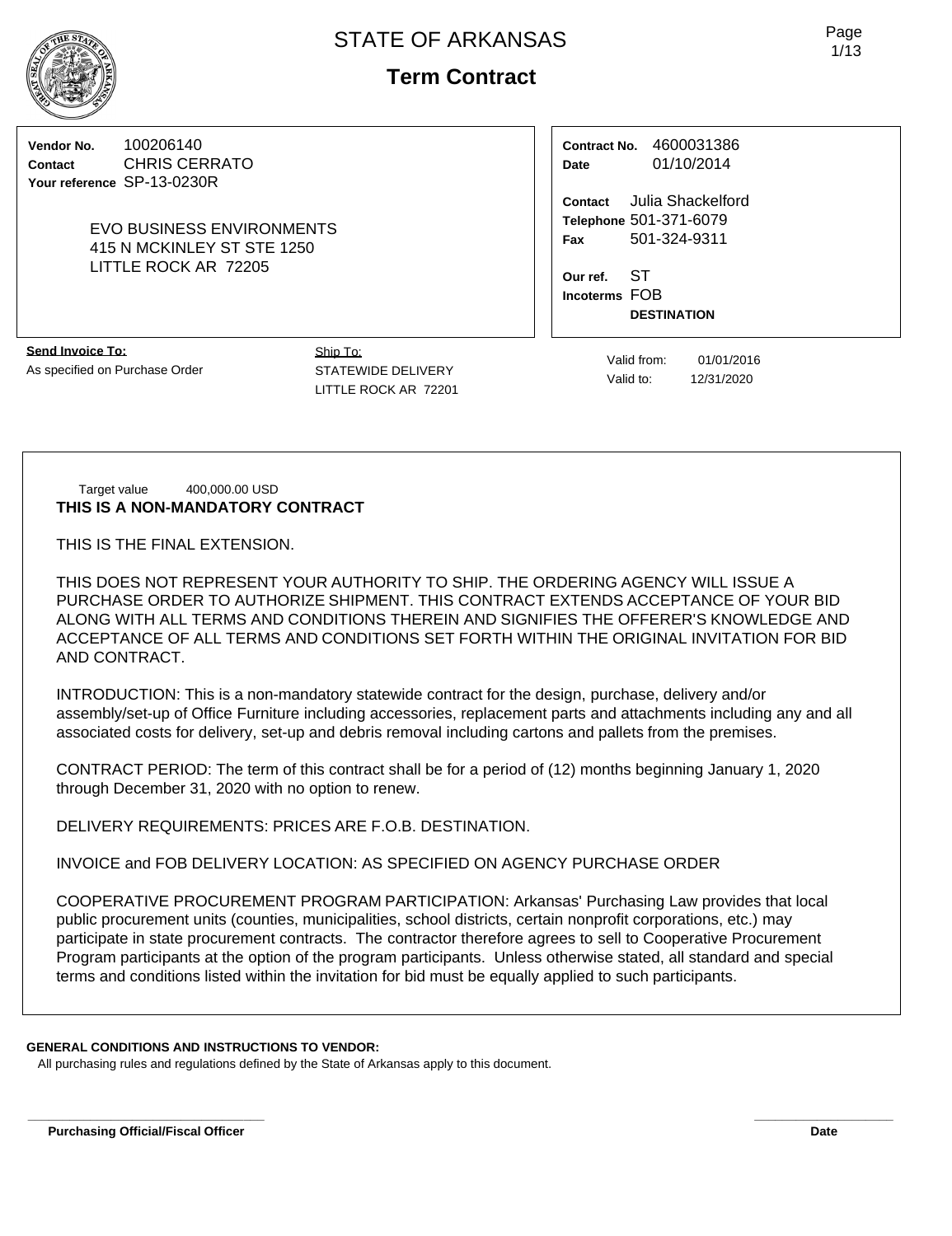# STATE OF ARKANSAS

## Term Contract

| | |
|---|---|
| **Vendor No.** | 100206140 |
| **Contact** | CHRIS CERRATO |
| **Your reference** | SP-13-0230R |

EVO BUSINESS ENVIRONMENTS
415 N MCKINLEY ST STE 1250
LITTLE ROCK AR 72205

| | |
|---|---|
| **Contract No.** | 4600031386 |
| **Date** | 01/10/2014 |
| **Contact** | Julia Shackelford |
| **Telephone** | 501-371-6079 |
| **Fax** | 501-324-9311 |
| **Our ref.** | ST |
| **Incoterms** | FOB **DESTINATION** |

**Send Invoice To:**
As specified on Purchase Order

Ship To:
STATEWIDE DELIVERY
LITTLE ROCK AR 72201

Valid from: 01/01/2016
Valid to: 12/31/2020

Target value 400,000.00 USD

**THIS IS A NON-MANDATORY CONTRACT**

THIS IS THE FINAL EXTENSION.

THIS DOES NOT REPRESENT YOUR AUTHORITY TO SHIP. THE ORDERING AGENCY WILL ISSUE A PURCHASE ORDER TO AUTHORIZE SHIPMENT. THIS CONTRACT EXTENDS ACCEPTANCE OF YOUR BID ALONG WITH ALL TERMS AND CONDITIONS THEREIN AND SIGNIFIES THE OFFERER'S KNOWLEDGE AND ACCEPTANCE OF ALL TERMS AND CONDITIONS SET FORTH WITHIN THE ORIGINAL INVITATION FOR BID AND CONTRACT.

INTRODUCTION: This is a non-mandatory statewide contract for the design, purchase, delivery and/or assembly/set-up of Office Furniture including accessories, replacement parts and attachments including any and all associated costs for delivery, set-up and debris removal including cartons and pallets from the premises.

CONTRACT PERIOD: The term of this contract shall be for a period of (12) months beginning January 1, 2020 through December 31, 2020 with no option to renew.

DELIVERY REQUIREMENTS: PRICES ARE F.O.B. DESTINATION.

INVOICE and FOB DELIVERY LOCATION: AS SPECIFIED ON AGENCY PURCHASE ORDER

COOPERATIVE PROCUREMENT PROGRAM PARTICIPATION: Arkansas' Purchasing Law provides that local public procurement units (counties, municipalities, school districts, certain nonprofit corporations, etc.) may participate in state procurement contracts. The contractor therefore agrees to sell to Cooperative Procurement Program participants at the option of the program participants. Unless otherwise stated, all standard and special terms and conditions listed within the invitation for bid must be equally applied to such participants.

**GENERAL CONDITIONS AND INSTRUCTIONS TO VENDOR:**

All purchasing rules and regulations defined by the State of Arkansas apply to this document.

**Purchasing Official/Fiscal Officer** **Date**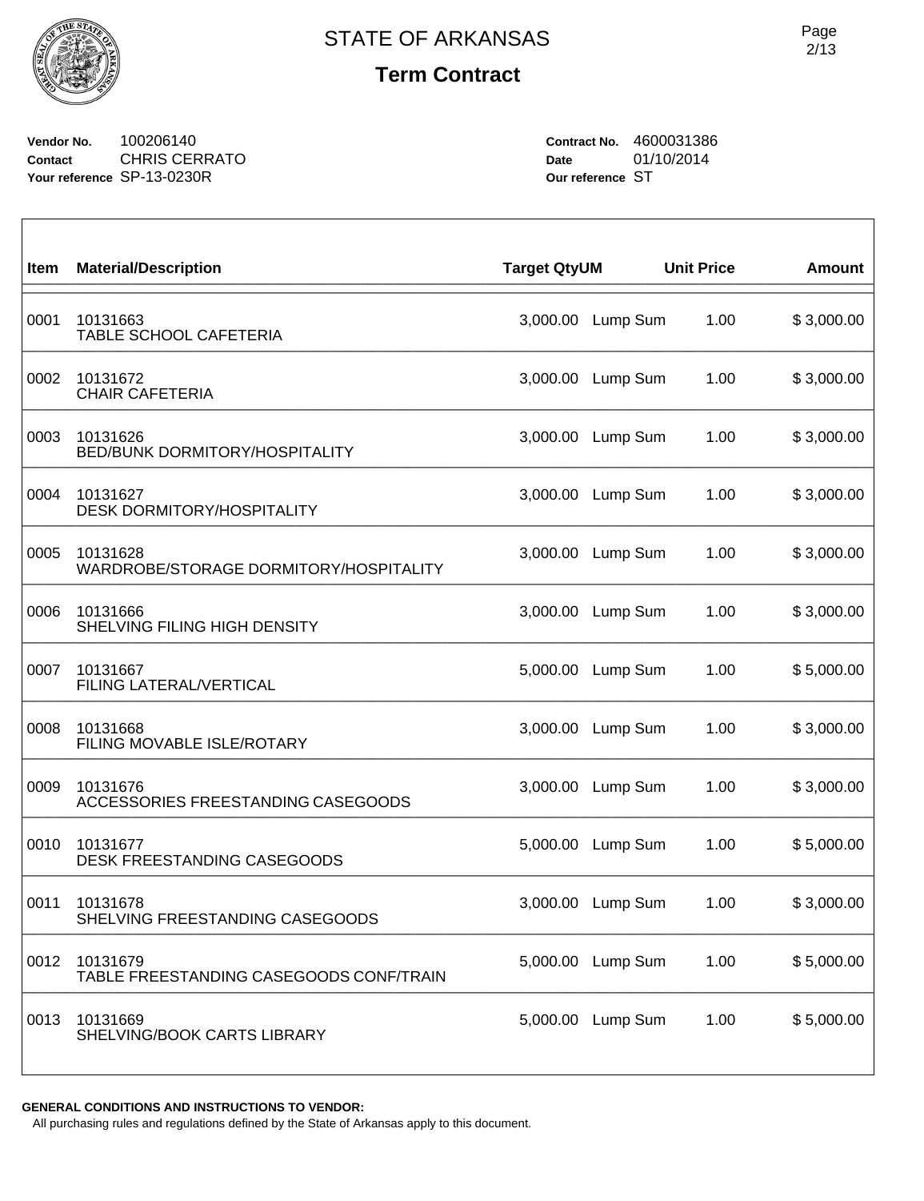# STATE OF ARKANSAS

## Term Contract

**Vendor No.** 100206140
**Contact** CHRIS CERRATO
**Your reference** SP-13-0230R

**Contract No.** 4600031386
**Date** 01/10/2014
**Our reference** ST

| Item | Material/Description | Target Qty | UM | Unit Price | Amount |
|---|---|---|---|---|---|
| 0001 | 10131663 TABLE SCHOOL CAFETERIA | 3,000.00 | Lump Sum | 1.00 | $ 3,000.00 |
| 0002 | 10131672 CHAIR CAFETERIA | 3,000.00 | Lump Sum | 1.00 | $ 3,000.00 |
| 0003 | 10131626 BED/BUNK DORMITORY/HOSPITALITY | 3,000.00 | Lump Sum | 1.00 | $ 3,000.00 |
| 0004 | 10131627 DESK DORMITORY/HOSPITALITY | 3,000.00 | Lump Sum | 1.00 | $ 3,000.00 |
| 0005 | 10131628 WARDROBE/STORAGE DORMITORY/HOSPITALITY | 3,000.00 | Lump Sum | 1.00 | $ 3,000.00 |
| 0006 | 10131666 SHELVING FILING HIGH DENSITY | 3,000.00 | Lump Sum | 1.00 | $ 3,000.00 |
| 0007 | 10131667 FILING LATERAL/VERTICAL | 5,000.00 | Lump Sum | 1.00 | $ 5,000.00 |
| 0008 | 10131668 FILING MOVABLE ISLE/ROTARY | 3,000.00 | Lump Sum | 1.00 | $ 3,000.00 |
| 0009 | 10131676 ACCESSORIES FREESTANDING CASEGOODS | 3,000.00 | Lump Sum | 1.00 | $ 3,000.00 |
| 0010 | 10131677 DESK FREESTANDING CASEGOODS | 5,000.00 | Lump Sum | 1.00 | $ 5,000.00 |
| 0011 | 10131678 SHELVING FREESTANDING CASEGOODS | 3,000.00 | Lump Sum | 1.00 | $ 3,000.00 |
| 0012 | 10131679 TABLE FREESTANDING CASEGOODS CONF/TRAIN | 5,000.00 | Lump Sum | 1.00 | $ 5,000.00 |
| 0013 | 10131669 SHELVING/BOOK CARTS LIBRARY | 5,000.00 | Lump Sum | 1.00 | $ 5,000.00 |

**GENERAL CONDITIONS AND INSTRUCTIONS TO VENDOR:**
All purchasing rules and regulations defined by the State of Arkansas apply to this document.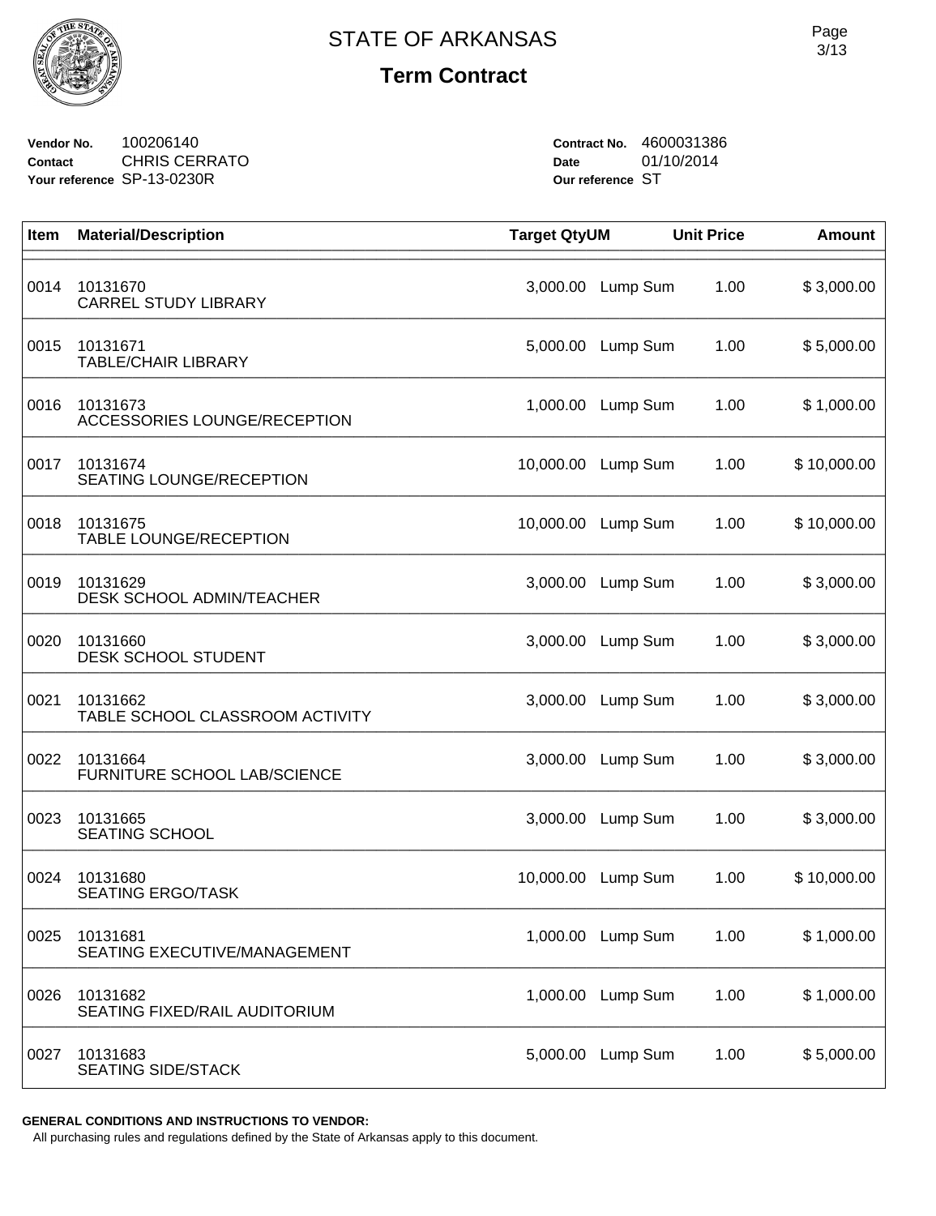# STATE OF ARKANSAS

## Term Contract

**Vendor No.** 100206140
**Contact** CHRIS CERRATO
**Your reference** SP-13-0230R

**Contract No.** 4600031386
**Date** 01/10/2014
**Our reference** ST

| Item | Material/Description | Target Qty | UM | Unit Price | Amount |
|---|---|---|---|---|---|
| 0014 | 10131670 CARREL STUDY LIBRARY | 3,000.00 | Lump Sum | 1.00 | $ 3,000.00 |
| 0015 | 10131671 TABLE/CHAIR LIBRARY | 5,000.00 | Lump Sum | 1.00 | $ 5,000.00 |
| 0016 | 10131673 ACCESSORIES LOUNGE/RECEPTION | 1,000.00 | Lump Sum | 1.00 | $ 1,000.00 |
| 0017 | 10131674 SEATING LOUNGE/RECEPTION | 10,000.00 | Lump Sum | 1.00 | $ 10,000.00 |
| 0018 | 10131675 TABLE LOUNGE/RECEPTION | 10,000.00 | Lump Sum | 1.00 | $ 10,000.00 |
| 0019 | 10131629 DESK SCHOOL ADMIN/TEACHER | 3,000.00 | Lump Sum | 1.00 | $ 3,000.00 |
| 0020 | 10131660 DESK SCHOOL STUDENT | 3,000.00 | Lump Sum | 1.00 | $ 3,000.00 |
| 0021 | 10131662 TABLE SCHOOL CLASSROOM ACTIVITY | 3,000.00 | Lump Sum | 1.00 | $ 3,000.00 |
| 0022 | 10131664 FURNITURE SCHOOL LAB/SCIENCE | 3,000.00 | Lump Sum | 1.00 | $ 3,000.00 |
| 0023 | 10131665 SEATING SCHOOL | 3,000.00 | Lump Sum | 1.00 | $ 3,000.00 |
| 0024 | 10131680 SEATING ERGO/TASK | 10,000.00 | Lump Sum | 1.00 | $ 10,000.00 |
| 0025 | 10131681 SEATING EXECUTIVE/MANAGEMENT | 1,000.00 | Lump Sum | 1.00 | $ 1,000.00 |
| 0026 | 10131682 SEATING FIXED/RAIL AUDITORIUM | 1,000.00 | Lump Sum | 1.00 | $ 1,000.00 |
| 0027 | 10131683 SEATING SIDE/STACK | 5,000.00 | Lump Sum | 1.00 | $ 5,000.00 |

**GENERAL CONDITIONS AND INSTRUCTIONS TO VENDOR:**

All purchasing rules and regulations defined by the State of Arkansas apply to this document.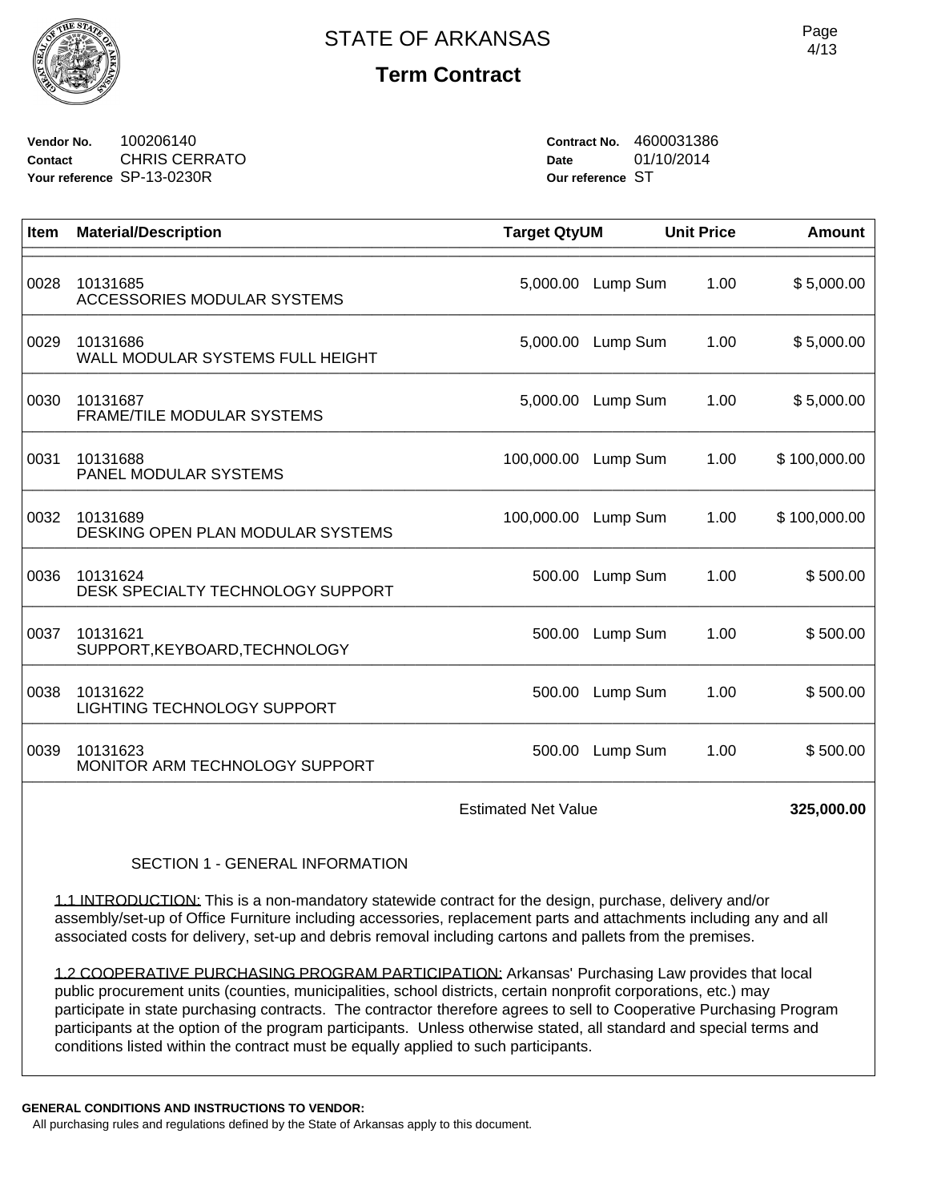# STATE OF ARKANSAS

## Term Contract

**Vendor No.** 100206140
**Contact** CHRIS CERRATO
**Your reference** SP-13-0230R

**Contract No.** 4600031386
**Date** 01/10/2014
**Our reference** ST

| Item | Material/Description | Target Qty | UM | Unit Price | Amount |
|---|---|---|---|---|---|
| 0028 | 10131685<br>ACCESSORIES MODULAR SYSTEMS | 5,000.00 | Lump Sum | 1.00 | $ 5,000.00 |
| 0029 | 10131686<br>WALL MODULAR SYSTEMS FULL HEIGHT | 5,000.00 | Lump Sum | 1.00 | $ 5,000.00 |
| 0030 | 10131687<br>FRAME/TILE MODULAR SYSTEMS | 5,000.00 | Lump Sum | 1.00 | $ 5,000.00 |
| 0031 | 10131688<br>PANEL MODULAR SYSTEMS | 100,000.00 | Lump Sum | 1.00 | $ 100,000.00 |
| 0032 | 10131689<br>DESKING OPEN PLAN MODULAR SYSTEMS | 100,000.00 | Lump Sum | 1.00 | $ 100,000.00 |
| 0036 | 10131624<br>DESK SPECIALTY TECHNOLOGY SUPPORT | 500.00 | Lump Sum | 1.00 | $ 500.00 |
| 0037 | 10131621<br>SUPPORT,KEYBOARD,TECHNOLOGY | 500.00 | Lump Sum | 1.00 | $ 500.00 |
| 0038 | 10131622<br>LIGHTING TECHNOLOGY SUPPORT | 500.00 | Lump Sum | 1.00 | $ 500.00 |
| 0039 | 10131623<br>MONITOR ARM TECHNOLOGY SUPPORT | 500.00 | Lump Sum | 1.00 | $ 500.00 |
| | | | Estimated Net Value | | **325,000.00** |

SECTION 1 - GENERAL INFORMATION

1.1 INTRODUCTION: This is a non-mandatory statewide contract for the design, purchase, delivery and/or assembly/set-up of Office Furniture including accessories, replacement parts and attachments including any and all associated costs for delivery, set-up and debris removal including cartons and pallets from the premises.

1.2 COOPERATIVE PURCHASING PROGRAM PARTICIPATION: Arkansas' Purchasing Law provides that local public procurement units (counties, municipalities, school districts, certain nonprofit corporations, etc.) may participate in state purchasing contracts. The contractor therefore agrees to sell to Cooperative Purchasing Program participants at the option of the program participants. Unless otherwise stated, all standard and special terms and conditions listed within the contract must be equally applied to such participants.

**GENERAL CONDITIONS AND INSTRUCTIONS TO VENDOR:**
All purchasing rules and regulations defined by the State of Arkansas apply to this document.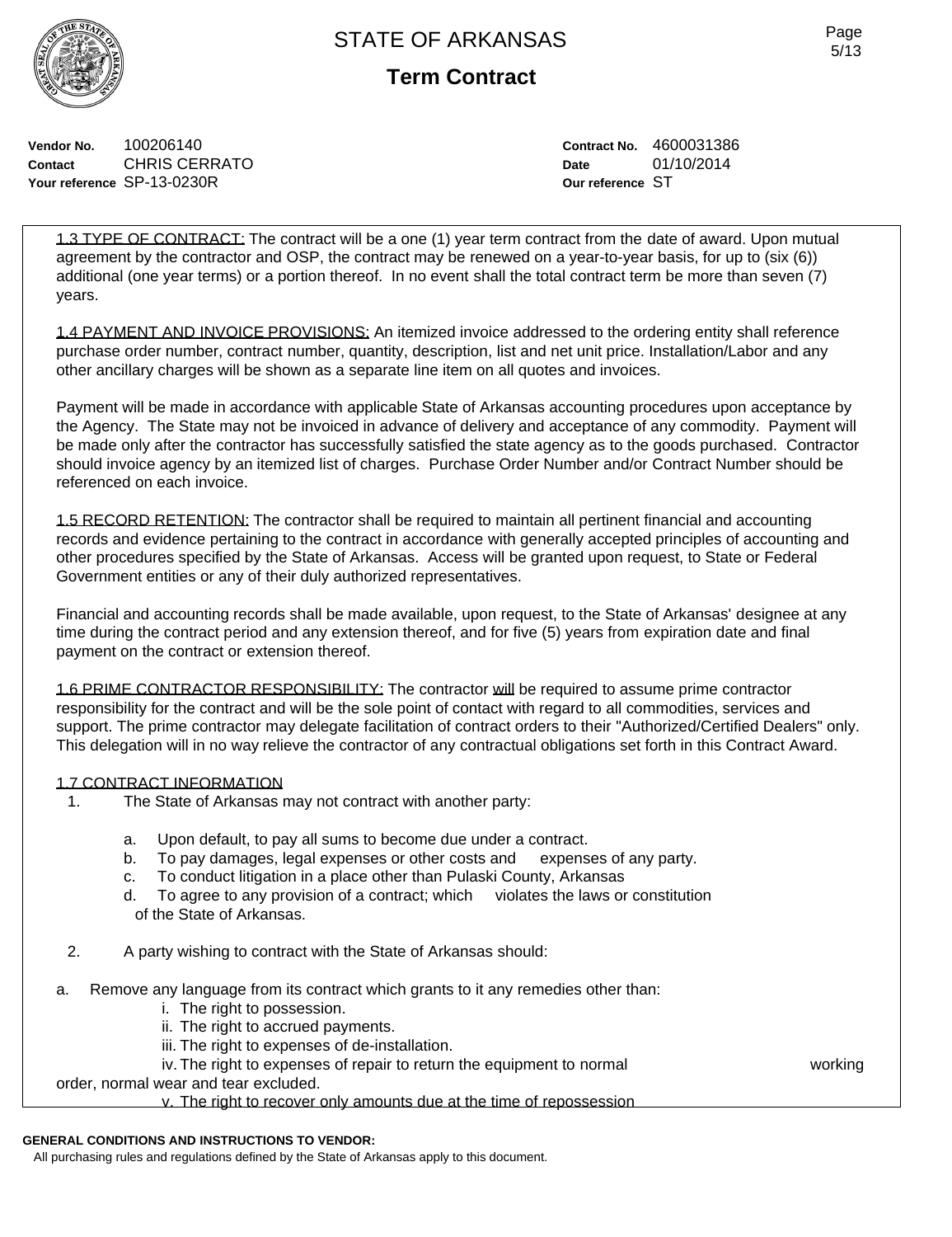# STATE OF ARKANSAS

## Term Contract

**Vendor No.** 100206140
**Contact** CHRIS CERRATO
**Your reference** SP-13-0230R

**Contract No.** 4600031386
**Date** 01/10/2014
**Our reference** ST

1.3 TYPE OF CONTRACT: The contract will be a one (1) year term contract from the date of award. Upon mutual agreement by the contractor and OSP, the contract may be renewed on a year-to-year basis, for up to (six (6)) additional (one year terms) or a portion thereof. In no event shall the total contract term be more than seven (7) years.

1.4 PAYMENT AND INVOICE PROVISIONS: An itemized invoice addressed to the ordering entity shall reference purchase order number, contract number, quantity, description, list and net unit price. Installation/Labor and any other ancillary charges will be shown as a separate line item on all quotes and invoices.

Payment will be made in accordance with applicable State of Arkansas accounting procedures upon acceptance by the Agency. The State may not be invoiced in advance of delivery and acceptance of any commodity. Payment will be made only after the contractor has successfully satisfied the state agency as to the goods purchased. Contractor should invoice agency by an itemized list of charges. Purchase Order Number and/or Contract Number should be referenced on each invoice.

1.5 RECORD RETENTION: The contractor shall be required to maintain all pertinent financial and accounting records and evidence pertaining to the contract in accordance with generally accepted principles of accounting and other procedures specified by the State of Arkansas. Access will be granted upon request, to State or Federal Government entities or any of their duly authorized representatives.

Financial and accounting records shall be made available, upon request, to the State of Arkansas' designee at any time during the contract period and any extension thereof, and for five (5) years from expiration date and final payment on the contract or extension thereof.

1.6 PRIME CONTRACTOR RESPONSIBILITY: The contractor will be required to assume prime contractor responsibility for the contract and will be the sole point of contact with regard to all commodities, services and support. The prime contractor may delegate facilitation of contract orders to their "Authorized/Certified Dealers" only. This delegation will in no way relieve the contractor of any contractual obligations set forth in this Contract Award.

1.7 CONTRACT INFORMATION

1. The State of Arkansas may not contract with another party:

   a. Upon default, to pay all sums to become due under a contract.
   b. To pay damages, legal expenses or other costs and expenses of any party.
   c. To conduct litigation in a place other than Pulaski County, Arkansas
   d. To agree to any provision of a contract; which violates the laws or constitution of the State of Arkansas.

2. A party wishing to contract with the State of Arkansas should:

a. Remove any language from its contract which grants to it any remedies other than:
   i. The right to possession.
   ii. The right to accrued payments.
   iii. The right to expenses of de-installation.
   iv. The right to expenses of repair to return the equipment to normal working order, normal wear and tear excluded.
   v. The right to recover only amounts due at the time of repossession

**GENERAL CONDITIONS AND INSTRUCTIONS TO VENDOR:**
All purchasing rules and regulations defined by the State of Arkansas apply to this document.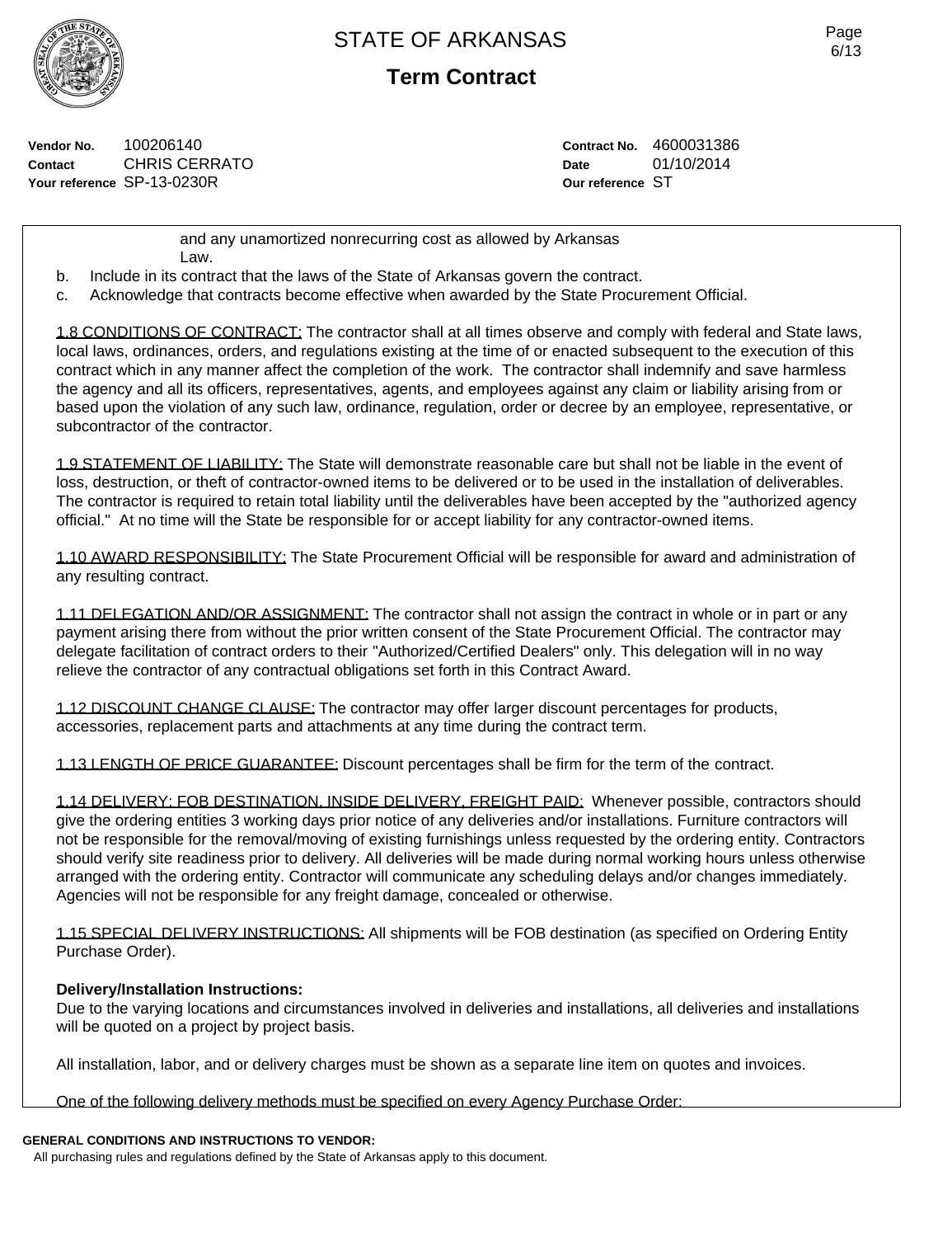| Vendor No. | 100206140 | Contract No. | 4600031386 |
|---|---|---|---|
| Contact | CHRIS CERRATO | Date | 01/10/2014 |
| Your reference | SP-13-0230R | Our reference | ST |

and any unamortized nonrecurring cost as allowed by Arkansas Law.

b. Include in its contract that the laws of the State of Arkansas govern the contract.

c. Acknowledge that contracts become effective when awarded by the State Procurement Official.

1.8 CONDITIONS OF CONTRACT: The contractor shall at all times observe and comply with federal and State laws, local laws, ordinances, orders, and regulations existing at the time of or enacted subsequent to the execution of this contract which in any manner affect the completion of the work. The contractor shall indemnify and save harmless the agency and all its officers, representatives, agents, and employees against any claim or liability arising from or based upon the violation of any such law, ordinance, regulation, order or decree by an employee, representative, or subcontractor of the contractor.

1.9 STATEMENT OF LIABILITY: The State will demonstrate reasonable care but shall not be liable in the event of loss, destruction, or theft of contractor-owned items to be delivered or to be used in the installation of deliverables. The contractor is required to retain total liability until the deliverables have been accepted by the "authorized agency official." At no time will the State be responsible for or accept liability for any contractor-owned items.

1.10 AWARD RESPONSIBILITY: The State Procurement Official will be responsible for award and administration of any resulting contract.

1.11 DELEGATION AND/OR ASSIGNMENT: The contractor shall not assign the contract in whole or in part or any payment arising there from without the prior written consent of the State Procurement Official. The contractor may delegate facilitation of contract orders to their "Authorized/Certified Dealers" only. This delegation will in no way relieve the contractor of any contractual obligations set forth in this Contract Award.

1.12 DISCOUNT CHANGE CLAUSE: The contractor may offer larger discount percentages for products, accessories, replacement parts and attachments at any time during the contract term.

1.13 LENGTH OF PRICE GUARANTEE: Discount percentages shall be firm for the term of the contract.

1.14 DELIVERY: FOB DESTINATION, INSIDE DELIVERY, FREIGHT PAID: Whenever possible, contractors should give the ordering entities 3 working days prior notice of any deliveries and/or installations. Furniture contractors will not be responsible for the removal/moving of existing furnishings unless requested by the ordering entity. Contractors should verify site readiness prior to delivery. All deliveries will be made during normal working hours unless otherwise arranged with the ordering entity. Contractor will communicate any scheduling delays and/or changes immediately. Agencies will not be responsible for any freight damage, concealed or otherwise.

1.15 SPECIAL DELIVERY INSTRUCTIONS: All shipments will be FOB destination (as specified on Ordering Entity Purchase Order).

**Delivery/Installation Instructions:**

Due to the varying locations and circumstances involved in deliveries and installations, all deliveries and installations will be quoted on a project by project basis.

All installation, labor, and or delivery charges must be shown as a separate line item on quotes and invoices.

One of the following delivery methods must be specified on every Agency Purchase Order:

**GENERAL CONDITIONS AND INSTRUCTIONS TO VENDOR:**

All purchasing rules and regulations defined by the State of Arkansas apply to this document.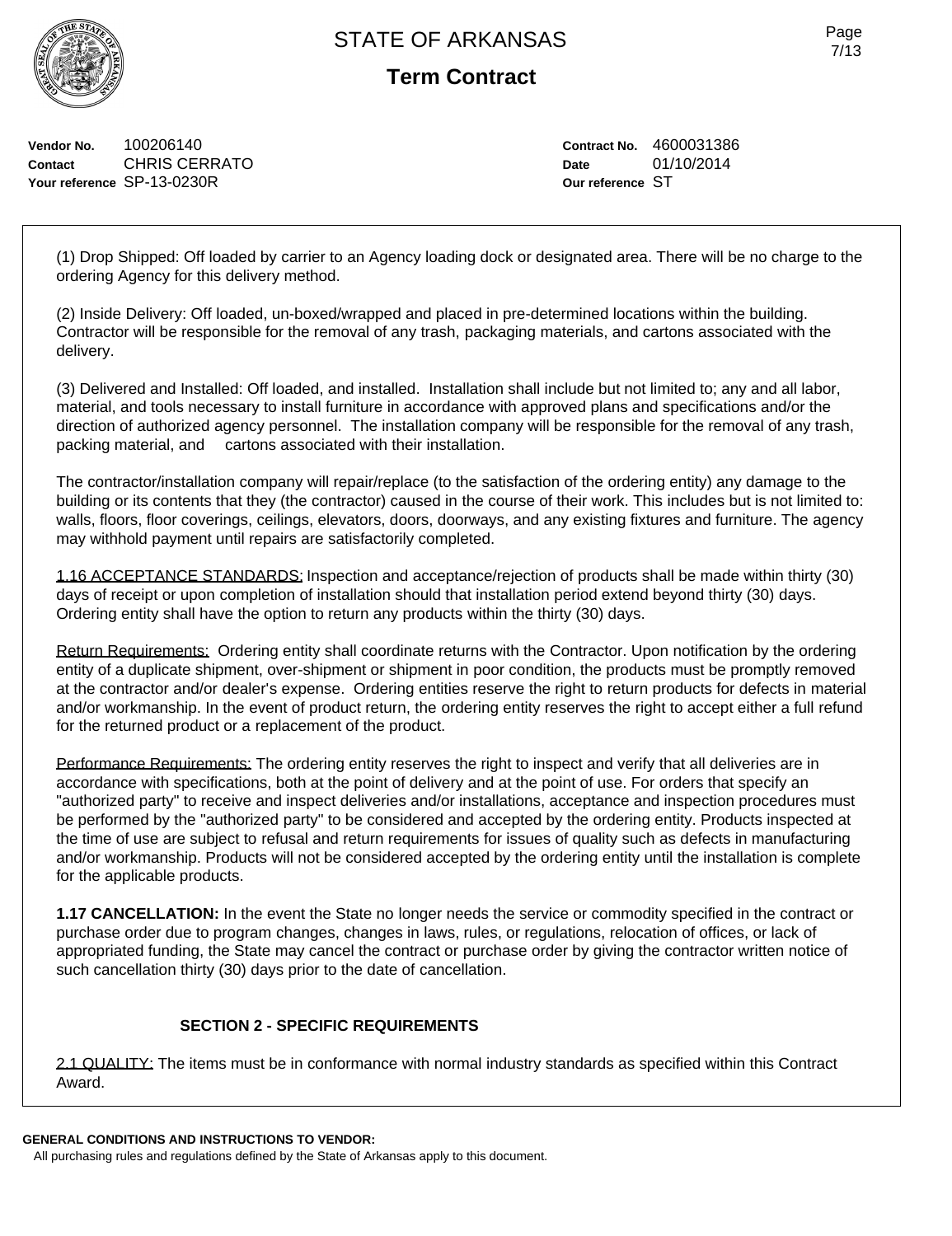# STATE OF ARKANSAS

## Term Contract

**Vendor No.** 100206140
**Contact** CHRIS CERRATO
**Your reference** SP-13-0230R

**Contract No.** 4600031386
**Date** 01/10/2014
**Our reference** ST

(1) Drop Shipped: Off loaded by carrier to an Agency loading dock or designated area. There will be no charge to the ordering Agency for this delivery method.

(2) Inside Delivery: Off loaded, un-boxed/wrapped and placed in pre-determined locations within the building. Contractor will be responsible for the removal of any trash, packaging materials, and cartons associated with the delivery.

(3) Delivered and Installed: Off loaded, and installed. Installation shall include but not limited to; any and all labor, material, and tools necessary to install furniture in accordance with approved plans and specifications and/or the direction of authorized agency personnel. The installation company will be responsible for the removal of any trash, packing material, and cartons associated with their installation.

The contractor/installation company will repair/replace (to the satisfaction of the ordering entity) any damage to the building or its contents that they (the contractor) caused in the course of their work. This includes but is not limited to: walls, floors, floor coverings, ceilings, elevators, doors, doorways, and any existing fixtures and furniture. The agency may withhold payment until repairs are satisfactorily completed.

<u>1.16 ACCEPTANCE STANDARDS:</u> Inspection and acceptance/rejection of products shall be made within thirty (30) days of receipt or upon completion of installation should that installation period extend beyond thirty (30) days. Ordering entity shall have the option to return any products within the thirty (30) days.

<u>Return Requirements:</u> Ordering entity shall coordinate returns with the Contractor. Upon notification by the ordering entity of a duplicate shipment, over-shipment or shipment in poor condition, the products must be promptly removed at the contractor and/or dealer's expense. Ordering entities reserve the right to return products for defects in material and/or workmanship. In the event of product return, the ordering entity reserves the right to accept either a full refund for the returned product or a replacement of the product.

<u>Performance Requirements:</u> The ordering entity reserves the right to inspect and verify that all deliveries are in accordance with specifications, both at the point of delivery and at the point of use. For orders that specify an "authorized party" to receive and inspect deliveries and/or installations, acceptance and inspection procedures must be performed by the "authorized party" to be considered and accepted by the ordering entity. Products inspected at the time of use are subject to refusal and return requirements for issues of quality such as defects in manufacturing and/or workmanship. Products will not be considered accepted by the ordering entity until the installation is complete for the applicable products.

**1.17 CANCELLATION:** In the event the State no longer needs the service or commodity specified in the contract or purchase order due to program changes, changes in laws, rules, or regulations, relocation of offices, or lack of appropriated funding, the State may cancel the contract or purchase order by giving the contractor written notice of such cancellation thirty (30) days prior to the date of cancellation.

### SECTION 2 - SPECIFIC REQUIREMENTS

<u>2.1 QUALITY:</u> The items must be in conformance with normal industry standards as specified within this Contract Award.

**GENERAL CONDITIONS AND INSTRUCTIONS TO VENDOR:**
All purchasing rules and regulations defined by the State of Arkansas apply to this document.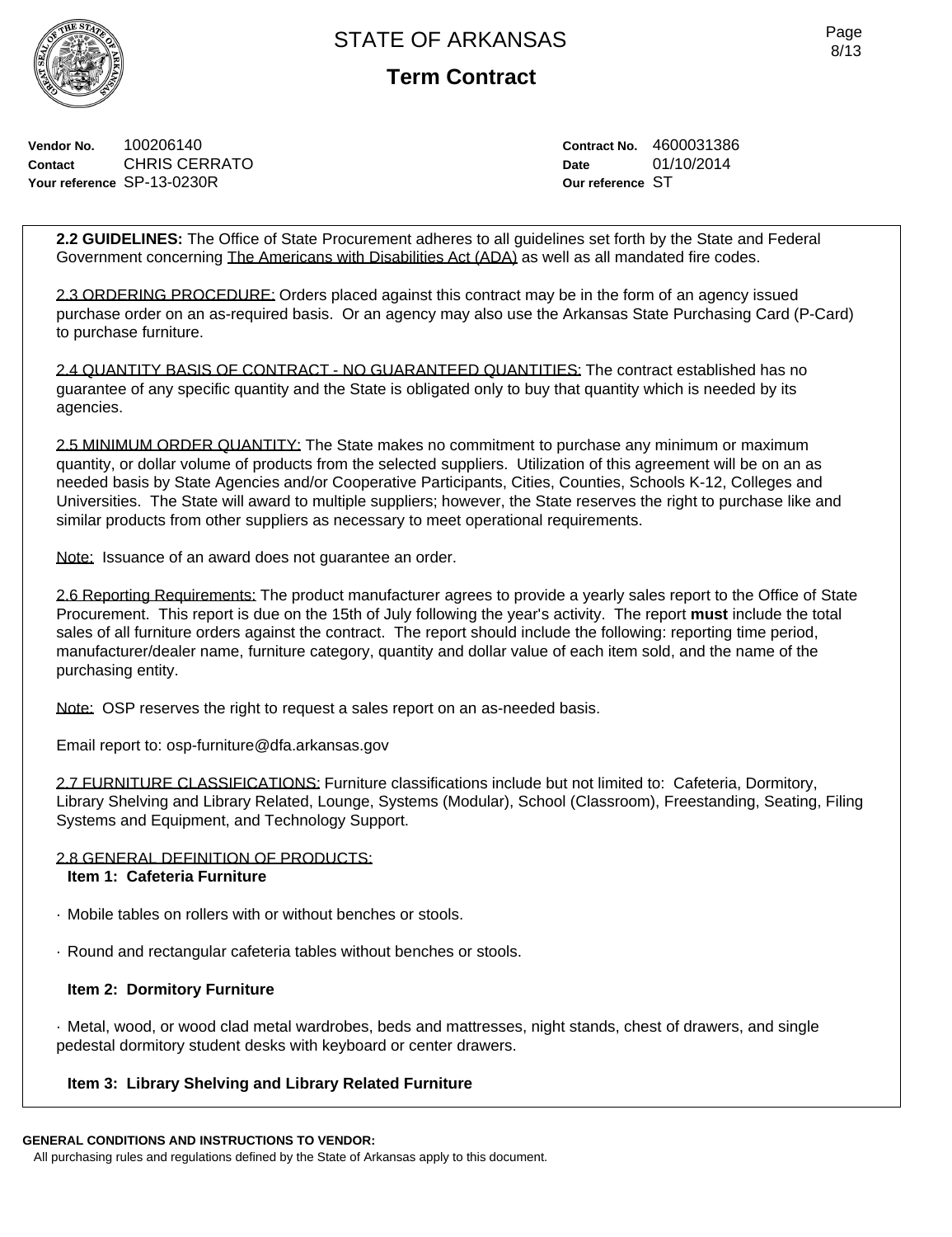**Vendor No.** 100206140
**Contact** CHRIS CERRATO
**Your reference** SP-13-0230R

**Contract No.** 4600031386
**Date** 01/10/2014
**Our reference** ST

**2.2 GUIDELINES:** The Office of State Procurement adheres to all guidelines set forth by the State and Federal Government concerning The Americans with Disabilities Act (ADA) as well as all mandated fire codes.

2.3 ORDERING PROCEDURE: Orders placed against this contract may be in the form of an agency issued purchase order on an as-required basis. Or an agency may also use the Arkansas State Purchasing Card (P-Card) to purchase furniture.

2.4 QUANTITY BASIS OF CONTRACT - NO GUARANTEED QUANTITIES: The contract established has no guarantee of any specific quantity and the State is obligated only to buy that quantity which is needed by its agencies.

2.5 MINIMUM ORDER QUANTITY: The State makes no commitment to purchase any minimum or maximum quantity, or dollar volume of products from the selected suppliers. Utilization of this agreement will be on an as needed basis by State Agencies and/or Cooperative Participants, Cities, Counties, Schools K-12, Colleges and Universities. The State will award to multiple suppliers; however, the State reserves the right to purchase like and similar products from other suppliers as necessary to meet operational requirements.

Note: Issuance of an award does not guarantee an order.

2.6 Reporting Requirements: The product manufacturer agrees to provide a yearly sales report to the Office of State Procurement. This report is due on the 15th of July following the year's activity. The report **must** include the total sales of all furniture orders against the contract. The report should include the following: reporting time period, manufacturer/dealer name, furniture category, quantity and dollar value of each item sold, and the name of the purchasing entity.

Note: OSP reserves the right to request a sales report on an as-needed basis.

Email report to: osp-furniture@dfa.arkansas.gov

2.7 FURNITURE CLASSIFICATIONS: Furniture classifications include but not limited to: Cafeteria, Dormitory, Library Shelving and Library Related, Lounge, Systems (Modular), School (Classroom), Freestanding, Seating, Filing Systems and Equipment, and Technology Support.

2.8 GENERAL DEFINITION OF PRODUCTS:

**Item 1: Cafeteria Furniture**

· Mobile tables on rollers with or without benches or stools.

· Round and rectangular cafeteria tables without benches or stools.

**Item 2: Dormitory Furniture**

· Metal, wood, or wood clad metal wardrobes, beds and mattresses, night stands, chest of drawers, and single pedestal dormitory student desks with keyboard or center drawers.

**Item 3: Library Shelving and Library Related Furniture**

**GENERAL CONDITIONS AND INSTRUCTIONS TO VENDOR:**
All purchasing rules and regulations defined by the State of Arkansas apply to this document.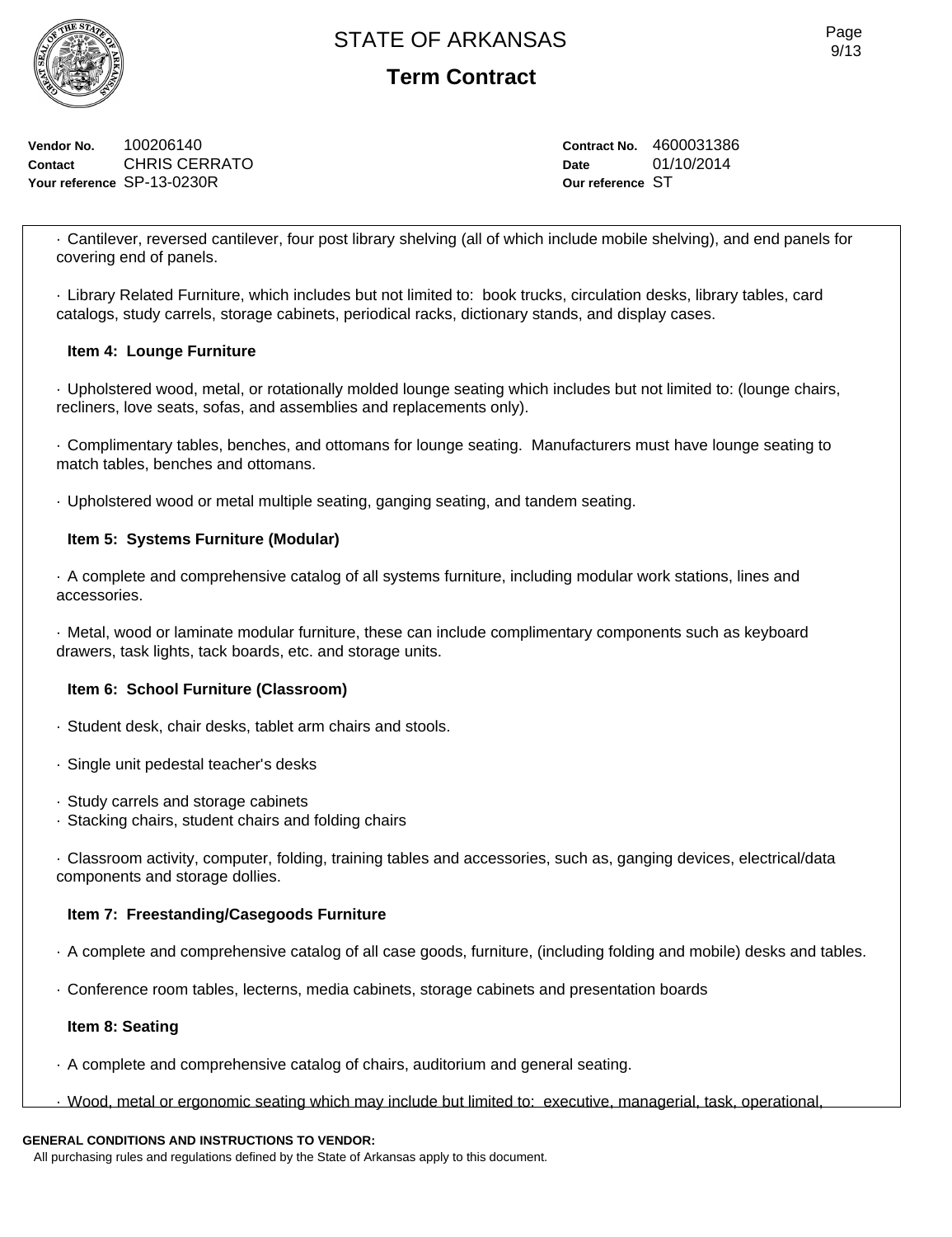Vendor No. 100206140
Contact CHRIS CERRATO
Your reference SP-13-0230R

Contract No. 4600031386
Date 01/10/2014
Our reference ST

· Cantilever, reversed cantilever, four post library shelving (all of which include mobile shelving), and end panels for covering end of panels.

· Library Related Furniture, which includes but not limited to: book trucks, circulation desks, library tables, card catalogs, study carrels, storage cabinets, periodical racks, dictionary stands, and display cases.

**Item 4: Lounge Furniture**

· Upholstered wood, metal, or rotationally molded lounge seating which includes but not limited to: (lounge chairs, recliners, love seats, sofas, and assemblies and replacements only).

· Complimentary tables, benches, and ottomans for lounge seating. Manufacturers must have lounge seating to match tables, benches and ottomans.

· Upholstered wood or metal multiple seating, ganging seating, and tandem seating.

**Item 5: Systems Furniture (Modular)**

· A complete and comprehensive catalog of all systems furniture, including modular work stations, lines and accessories.

· Metal, wood or laminate modular furniture, these can include complimentary components such as keyboard drawers, task lights, tack boards, etc. and storage units.

**Item 6: School Furniture (Classroom)**

· Student desk, chair desks, tablet arm chairs and stools.

· Single unit pedestal teacher's desks

· Study carrels and storage cabinets
· Stacking chairs, student chairs and folding chairs

· Classroom activity, computer, folding, training tables and accessories, such as, ganging devices, electrical/data components and storage dollies.

**Item 7: Freestanding/Casegoods Furniture**

· A complete and comprehensive catalog of all case goods, furniture, (including folding and mobile) desks and tables.

· Conference room tables, lecterns, media cabinets, storage cabinets and presentation boards

**Item 8: Seating**

· A complete and comprehensive catalog of chairs, auditorium and general seating.

· Wood, metal or ergonomic seating which may include but limited to: executive, managerial, task, operational,

**GENERAL CONDITIONS AND INSTRUCTIONS TO VENDOR:**
All purchasing rules and regulations defined by the State of Arkansas apply to this document.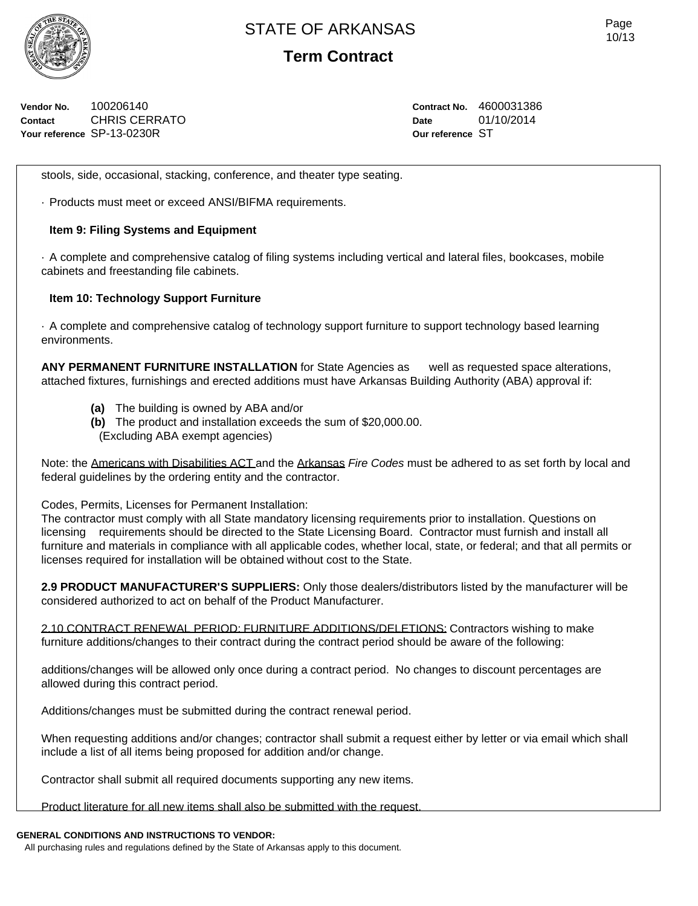stools, side, occasional, stacking, conference, and theater type seating.

· Products must meet or exceed ANSI/BIFMA requirements.

**Item 9: Filing Systems and Equipment**

· A complete and comprehensive catalog of filing systems including vertical and lateral files, bookcases, mobile cabinets and freestanding file cabinets.

**Item 10: Technology Support Furniture**

· A complete and comprehensive catalog of technology support furniture to support technology based learning environments.

**ANY PERMANENT FURNITURE INSTALLATION** for State Agencies as well as requested space alterations, attached fixtures, furnishings and erected additions must have Arkansas Building Authority (ABA) approval if:

- **(a)** The building is owned by ABA and/or
- **(b)** The product and installation exceeds the sum of $20,000.00. (Excluding ABA exempt agencies)

Note: the Americans with Disabilities ACT and the Arkansas *Fire Codes* must be adhered to as set forth by local and federal guidelines by the ordering entity and the contractor.

Codes, Permits, Licenses for Permanent Installation:
The contractor must comply with all State mandatory licensing requirements prior to installation. Questions on licensing requirements should be directed to the State Licensing Board. Contractor must furnish and install all furniture and materials in compliance with all applicable codes, whether local, state, or federal; and that all permits or licenses required for installation will be obtained without cost to the State.

**2.9 PRODUCT MANUFACTURER'S SUPPLIERS:** Only those dealers/distributors listed by the manufacturer will be considered authorized to act on behalf of the Product Manufacturer.

2.10 CONTRACT RENEWAL PERIOD: FURNITURE ADDITIONS/DELETIONS: Contractors wishing to make furniture additions/changes to their contract during the contract period should be aware of the following:

additions/changes will be allowed only once during a contract period. No changes to discount percentages are allowed during this contract period.

Additions/changes must be submitted during the contract renewal period.

When requesting additions and/or changes; contractor shall submit a request either by letter or via email which shall include a list of all items being proposed for addition and/or change.

Contractor shall submit all required documents supporting any new items.

Product literature for all new items shall also be submitted with the request.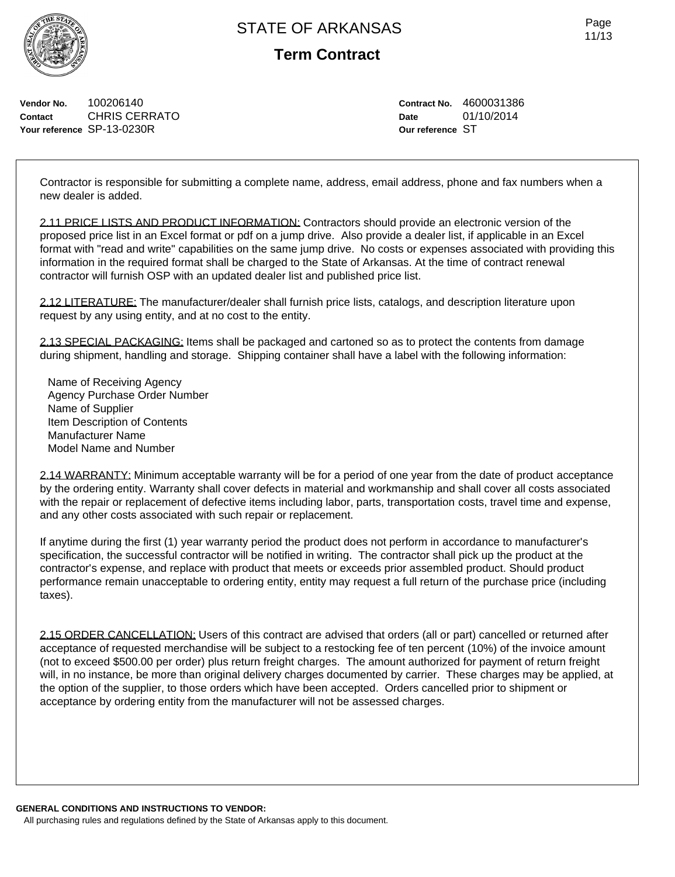**Vendor No.** 100206140
**Contact** CHRIS CERRATO
**Your reference** SP-13-0230R

**Contract No.** 4600031386
**Date** 01/10/2014
**Our reference** ST

Contractor is responsible for submitting a complete name, address, email address, phone and fax numbers when a new dealer is added.

2.11 PRICE LISTS AND PRODUCT INFORMATION: Contractors should provide an electronic version of the proposed price list in an Excel format or pdf on a jump drive. Also provide a dealer list, if applicable in an Excel format with "read and write" capabilities on the same jump drive. No costs or expenses associated with providing this information in the required format shall be charged to the State of Arkansas. At the time of contract renewal contractor will furnish OSP with an updated dealer list and published price list.

2.12 LITERATURE: The manufacturer/dealer shall furnish price lists, catalogs, and description literature upon request by any using entity, and at no cost to the entity.

2.13 SPECIAL PACKAGING: Items shall be packaged and cartoned so as to protect the contents from damage during shipment, handling and storage. Shipping container shall have a label with the following information:

Name of Receiving Agency
Agency Purchase Order Number
Name of Supplier
Item Description of Contents
Manufacturer Name
Model Name and Number

2.14 WARRANTY: Minimum acceptable warranty will be for a period of one year from the date of product acceptance by the ordering entity. Warranty shall cover defects in material and workmanship and shall cover all costs associated with the repair or replacement of defective items including labor, parts, transportation costs, travel time and expense, and any other costs associated with such repair or replacement.

If anytime during the first (1) year warranty period the product does not perform in accordance to manufacturer's specification, the successful contractor will be notified in writing. The contractor shall pick up the product at the contractor's expense, and replace with product that meets or exceeds prior assembled product. Should product performance remain unacceptable to ordering entity, entity may request a full return of the purchase price (including taxes).

2.15 ORDER CANCELLATION: Users of this contract are advised that orders (all or part) cancelled or returned after acceptance of requested merchandise will be subject to a restocking fee of ten percent (10%) of the invoice amount (not to exceed $500.00 per order) plus return freight charges. The amount authorized for payment of return freight will, in no instance, be more than original delivery charges documented by carrier. These charges may be applied, at the option of the supplier, to those orders which have been accepted. Orders cancelled prior to shipment or acceptance by ordering entity from the manufacturer will not be assessed charges.

**GENERAL CONDITIONS AND INSTRUCTIONS TO VENDOR:**
All purchasing rules and regulations defined by the State of Arkansas apply to this document.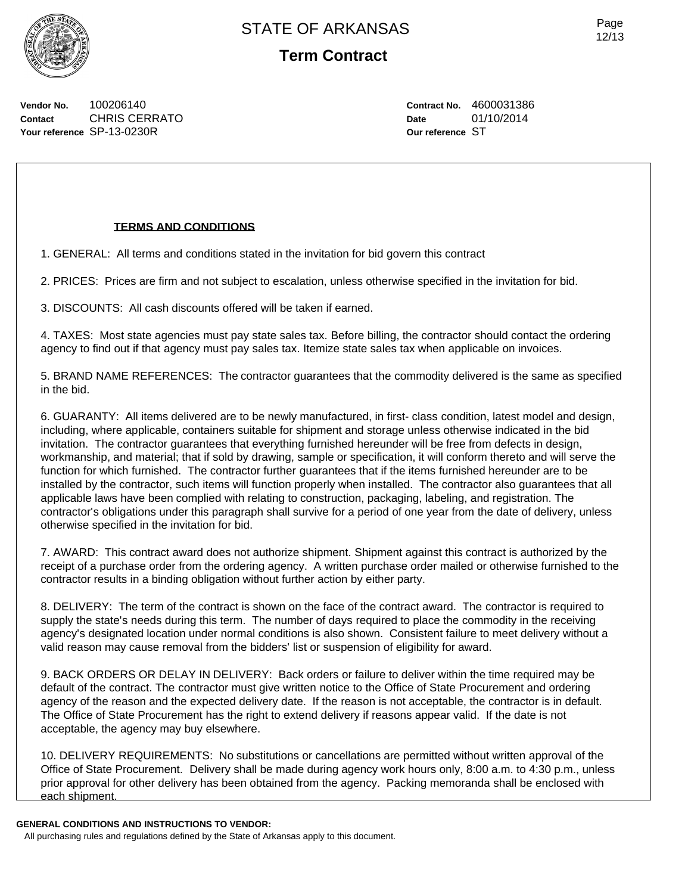# STATE OF ARKANSAS

## Term Contract

**Vendor No.** 100206140
**Contact** CHRIS CERRATO
**Your reference** SP-13-0230R

**Contract No.** 4600031386
**Date** 01/10/2014
**Our reference** ST

**TERMS AND CONDITIONS**

1. GENERAL: All terms and conditions stated in the invitation for bid govern this contract

2. PRICES: Prices are firm and not subject to escalation, unless otherwise specified in the invitation for bid.

3. DISCOUNTS: All cash discounts offered will be taken if earned.

4. TAXES: Most state agencies must pay state sales tax. Before billing, the contractor should contact the ordering agency to find out if that agency must pay sales tax. Itemize state sales tax when applicable on invoices.

5. BRAND NAME REFERENCES: The contractor guarantees that the commodity delivered is the same as specified in the bid.

6. GUARANTY: All items delivered are to be newly manufactured, in first- class condition, latest model and design, including, where applicable, containers suitable for shipment and storage unless otherwise indicated in the bid invitation. The contractor guarantees that everything furnished hereunder will be free from defects in design, workmanship, and material; that if sold by drawing, sample or specification, it will conform thereto and will serve the function for which furnished. The contractor further guarantees that if the items furnished hereunder are to be installed by the contractor, such items will function properly when installed. The contractor also guarantees that all applicable laws have been complied with relating to construction, packaging, labeling, and registration. The contractor's obligations under this paragraph shall survive for a period of one year from the date of delivery, unless otherwise specified in the invitation for bid.

7. AWARD: This contract award does not authorize shipment. Shipment against this contract is authorized by the receipt of a purchase order from the ordering agency. A written purchase order mailed or otherwise furnished to the contractor results in a binding obligation without further action by either party.

8. DELIVERY: The term of the contract is shown on the face of the contract award. The contractor is required to supply the state's needs during this term. The number of days required to place the commodity in the receiving agency's designated location under normal conditions is also shown. Consistent failure to meet delivery without a valid reason may cause removal from the bidders' list or suspension of eligibility for award.

9. BACK ORDERS OR DELAY IN DELIVERY: Back orders or failure to deliver within the time required may be default of the contract. The contractor must give written notice to the Office of State Procurement and ordering agency of the reason and the expected delivery date. If the reason is not acceptable, the contractor is in default. The Office of State Procurement has the right to extend delivery if reasons appear valid. If the date is not acceptable, the agency may buy elsewhere.

10. DELIVERY REQUIREMENTS: No substitutions or cancellations are permitted without written approval of the Office of State Procurement. Delivery shall be made during agency work hours only, 8:00 a.m. to 4:30 p.m., unless prior approval for other delivery has been obtained from the agency. Packing memoranda shall be enclosed with each shipment.

**GENERAL CONDITIONS AND INSTRUCTIONS TO VENDOR:**

All purchasing rules and regulations defined by the State of Arkansas apply to this document.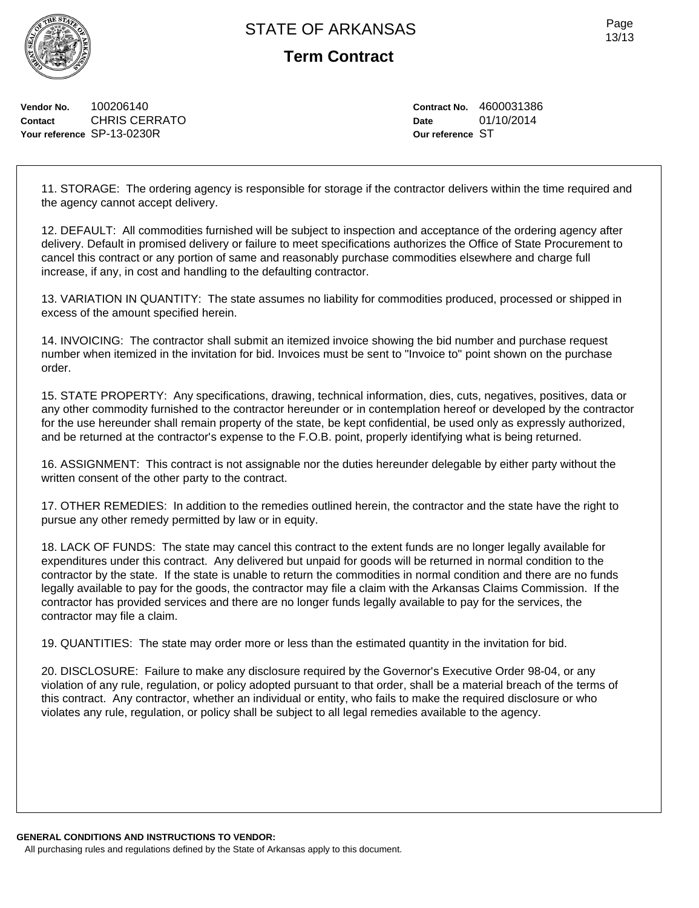# STATE OF ARKANSAS

## Term Contract

**Vendor No.** 100206140
**Contact** CHRIS CERRATO
**Your reference** SP-13-0230R

**Contract No.** 4600031386
**Date** 01/10/2014
**Our reference** ST

11. STORAGE: The ordering agency is responsible for storage if the contractor delivers within the time required and the agency cannot accept delivery.

12. DEFAULT: All commodities furnished will be subject to inspection and acceptance of the ordering agency after delivery. Default in promised delivery or failure to meet specifications authorizes the Office of State Procurement to cancel this contract or any portion of same and reasonably purchase commodities elsewhere and charge full increase, if any, in cost and handling to the defaulting contractor.

13. VARIATION IN QUANTITY: The state assumes no liability for commodities produced, processed or shipped in excess of the amount specified herein.

14. INVOICING: The contractor shall submit an itemized invoice showing the bid number and purchase request number when itemized in the invitation for bid. Invoices must be sent to "Invoice to" point shown on the purchase order.

15. STATE PROPERTY: Any specifications, drawing, technical information, dies, cuts, negatives, positives, data or any other commodity furnished to the contractor hereunder or in contemplation hereof or developed by the contractor for the use hereunder shall remain property of the state, be kept confidential, be used only as expressly authorized, and be returned at the contractor's expense to the F.O.B. point, properly identifying what is being returned.

16. ASSIGNMENT: This contract is not assignable nor the duties hereunder delegable by either party without the written consent of the other party to the contract.

17. OTHER REMEDIES: In addition to the remedies outlined herein, the contractor and the state have the right to pursue any other remedy permitted by law or in equity.

18. LACK OF FUNDS: The state may cancel this contract to the extent funds are no longer legally available for expenditures under this contract. Any delivered but unpaid for goods will be returned in normal condition to the contractor by the state. If the state is unable to return the commodities in normal condition and there are no funds legally available to pay for the goods, the contractor may file a claim with the Arkansas Claims Commission. If the contractor has provided services and there are no longer funds legally available to pay for the services, the contractor may file a claim.

19. QUANTITIES: The state may order more or less than the estimated quantity in the invitation for bid.

20. DISCLOSURE: Failure to make any disclosure required by the Governor's Executive Order 98-04, or any violation of any rule, regulation, or policy adopted pursuant to that order, shall be a material breach of the terms of this contract. Any contractor, whether an individual or entity, who fails to make the required disclosure or who violates any rule, regulation, or policy shall be subject to all legal remedies available to the agency.

**GENERAL CONDITIONS AND INSTRUCTIONS TO VENDOR:**
All purchasing rules and regulations defined by the State of Arkansas apply to this document.